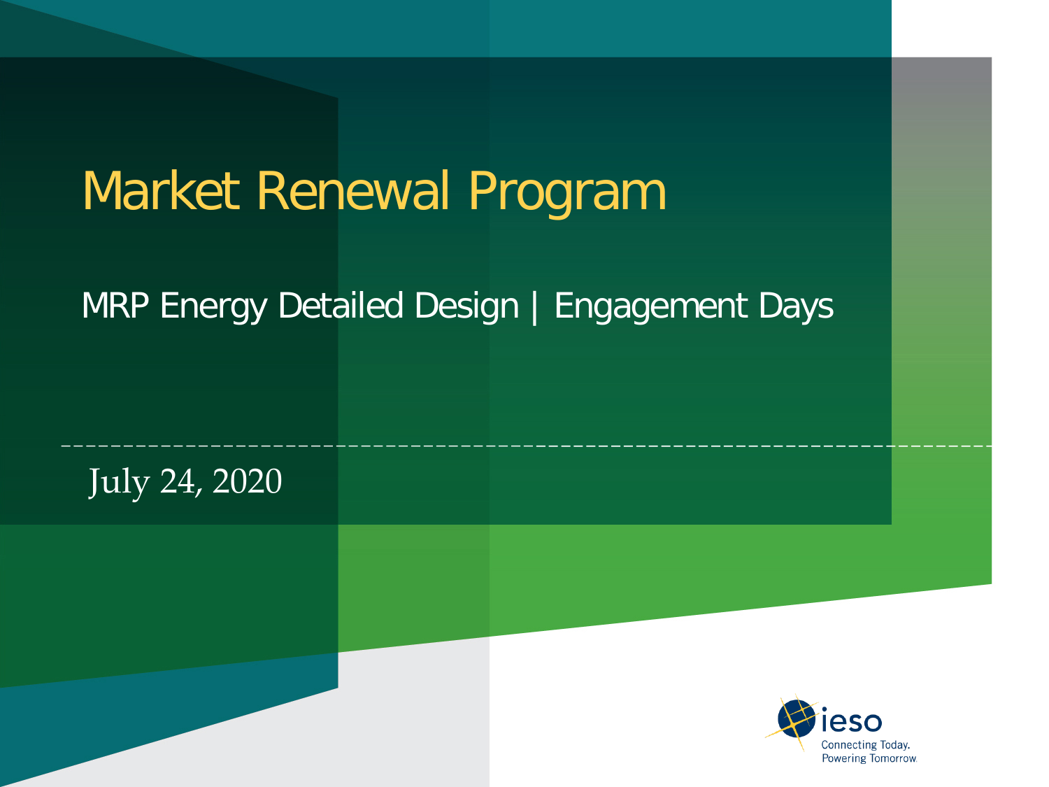# Market Renewal Program

MRP Energy Detailed Design | Engagement Days

July 24, 2020

ieso
Connecting Today.
Powering Tomorrow.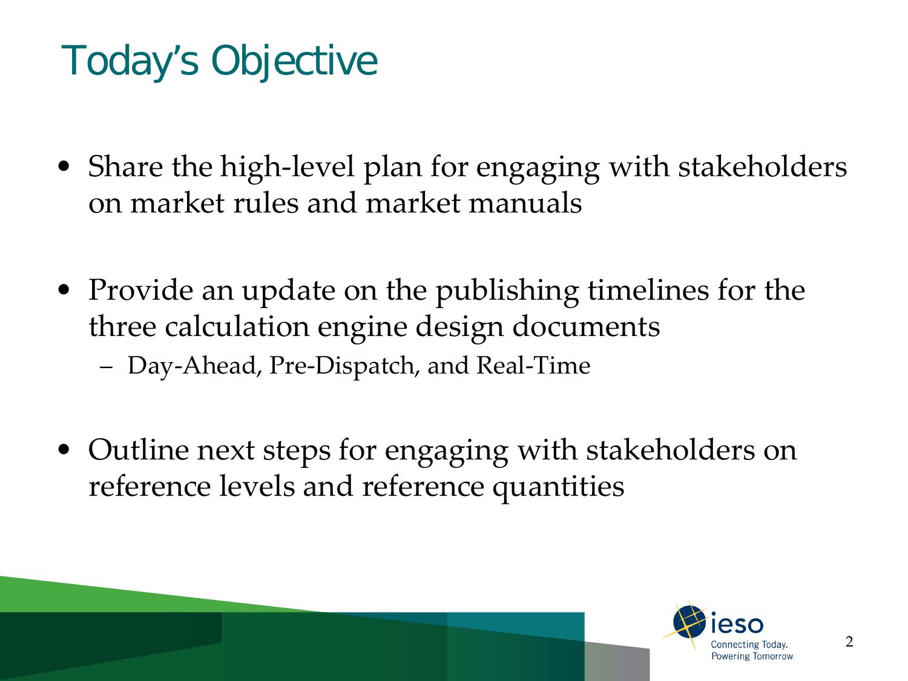# Today's Objective

- Share the high-level plan for engaging with stakeholders on market rules and market manuals
- Provide an update on the publishing timelines for the three calculation engine design documents
  - Day-Ahead, Pre-Dispatch, and Real-Time
- Outline next steps for engaging with stakeholders on reference levels and reference quantities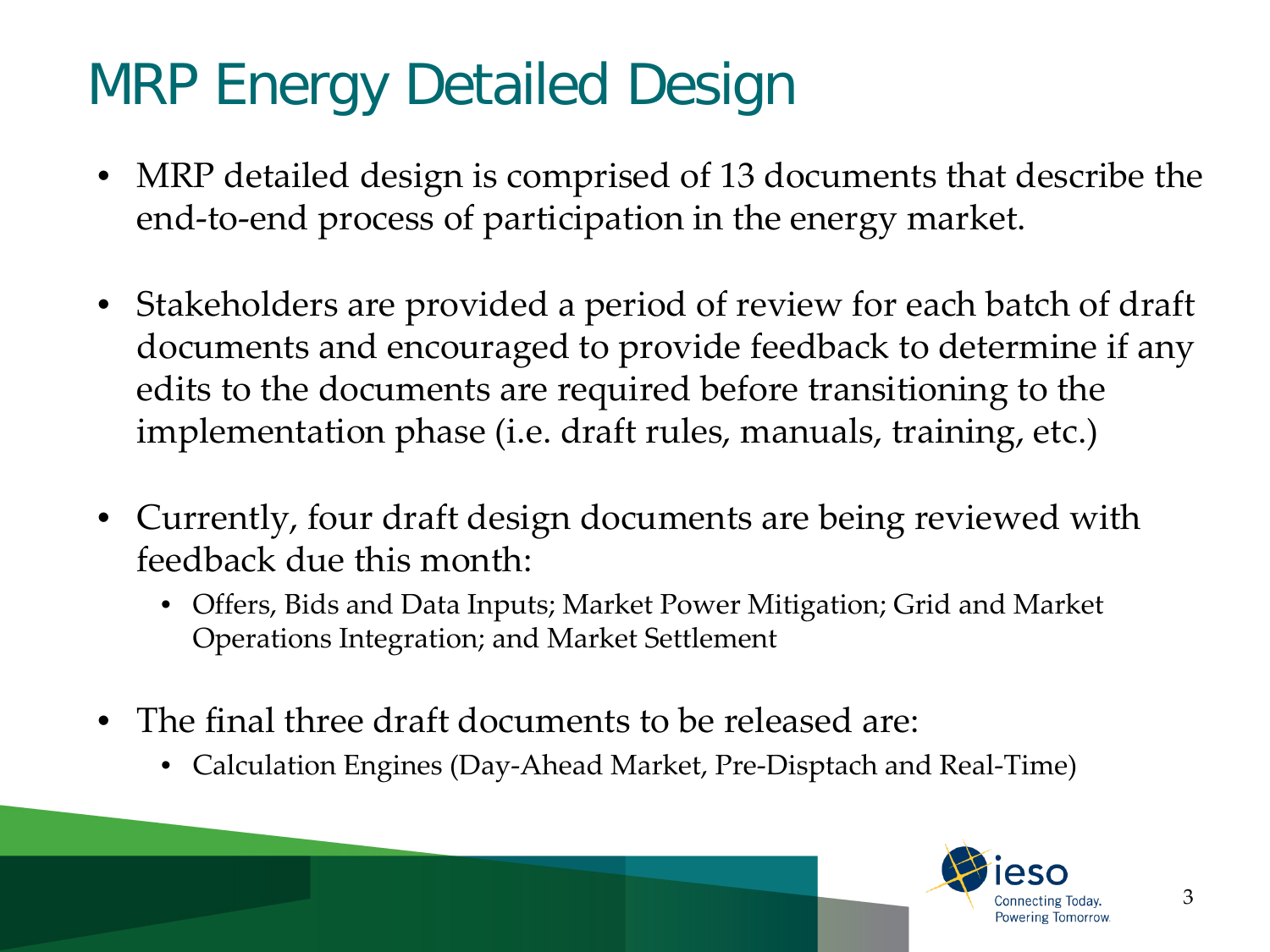# MRP Energy Detailed Design

- MRP detailed design is comprised of 13 documents that describe the end-to-end process of participation in the energy market.
- Stakeholders are provided a period of review for each batch of draft documents and encouraged to provide feedback to determine if any edits to the documents are required before transitioning to the implementation phase (i.e. draft rules, manuals, training, etc.)
- Currently, four draft design documents are being reviewed with feedback due this month:
  - Offers, Bids and Data Inputs; Market Power Mitigation; Grid and Market Operations Integration; and Market Settlement
- The final three draft documents to be released are:
  - Calculation Engines (Day-Ahead Market, Pre-Disptach and Real-Time)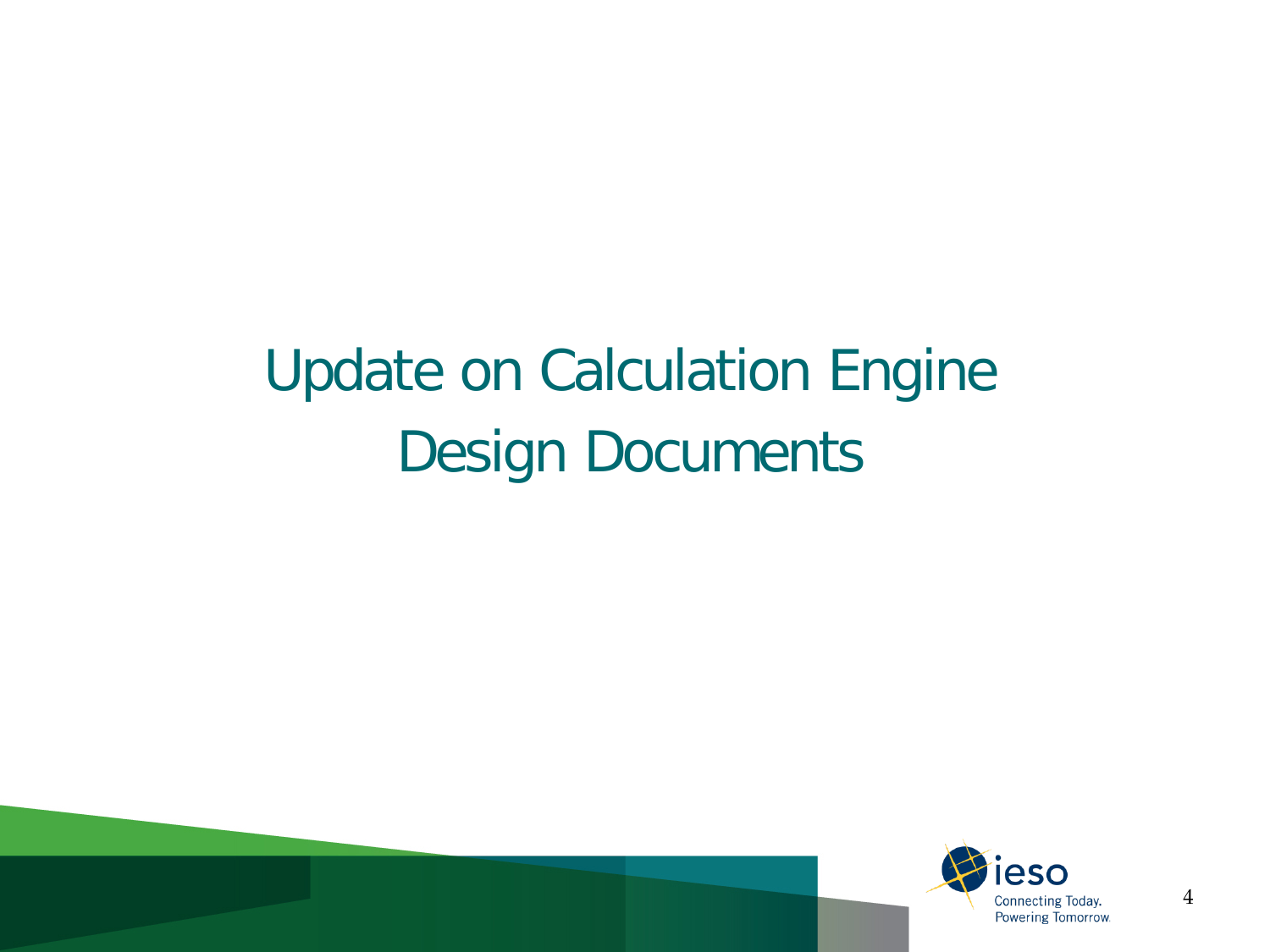# Update on Calculation Engine Design Documents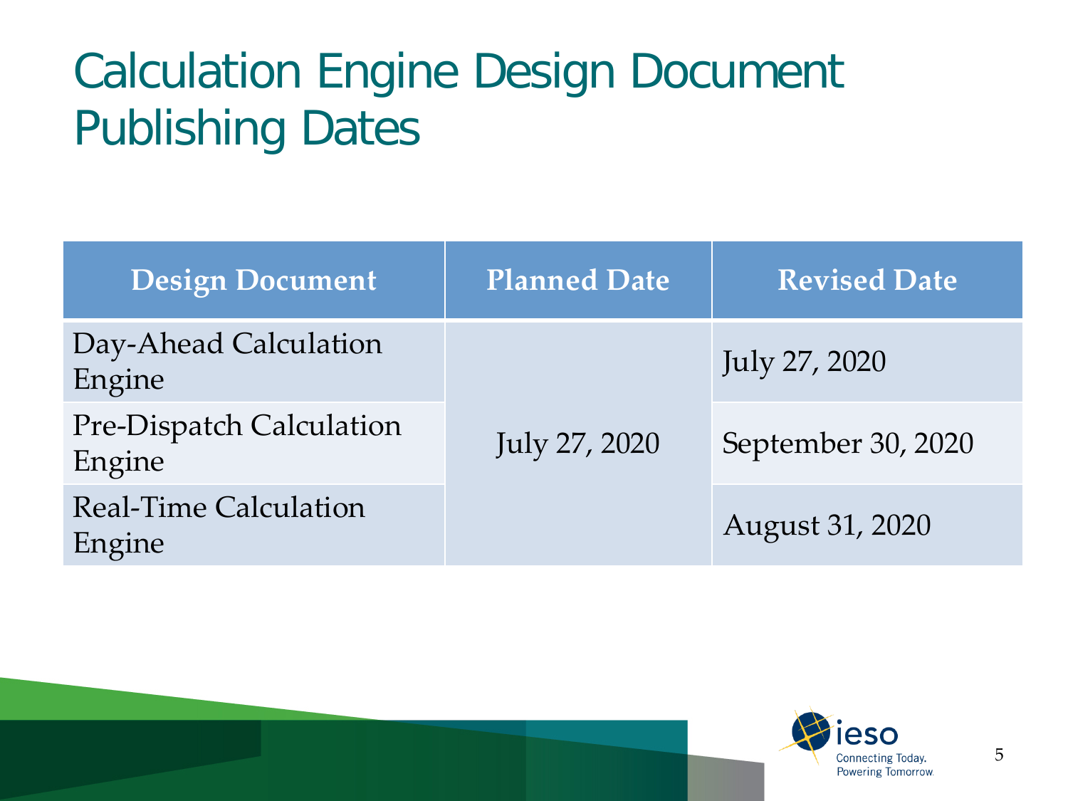# Calculation Engine Design Document Publishing Dates

| Design Document | Planned Date | Revised Date |
|---|---|---|
| Day-Ahead Calculation Engine | July 27, 2020 | July 27, 2020 |
| Pre-Dispatch Calculation Engine | | September 30, 2020 |
| Real-Time Calculation Engine | | August 31, 2020 |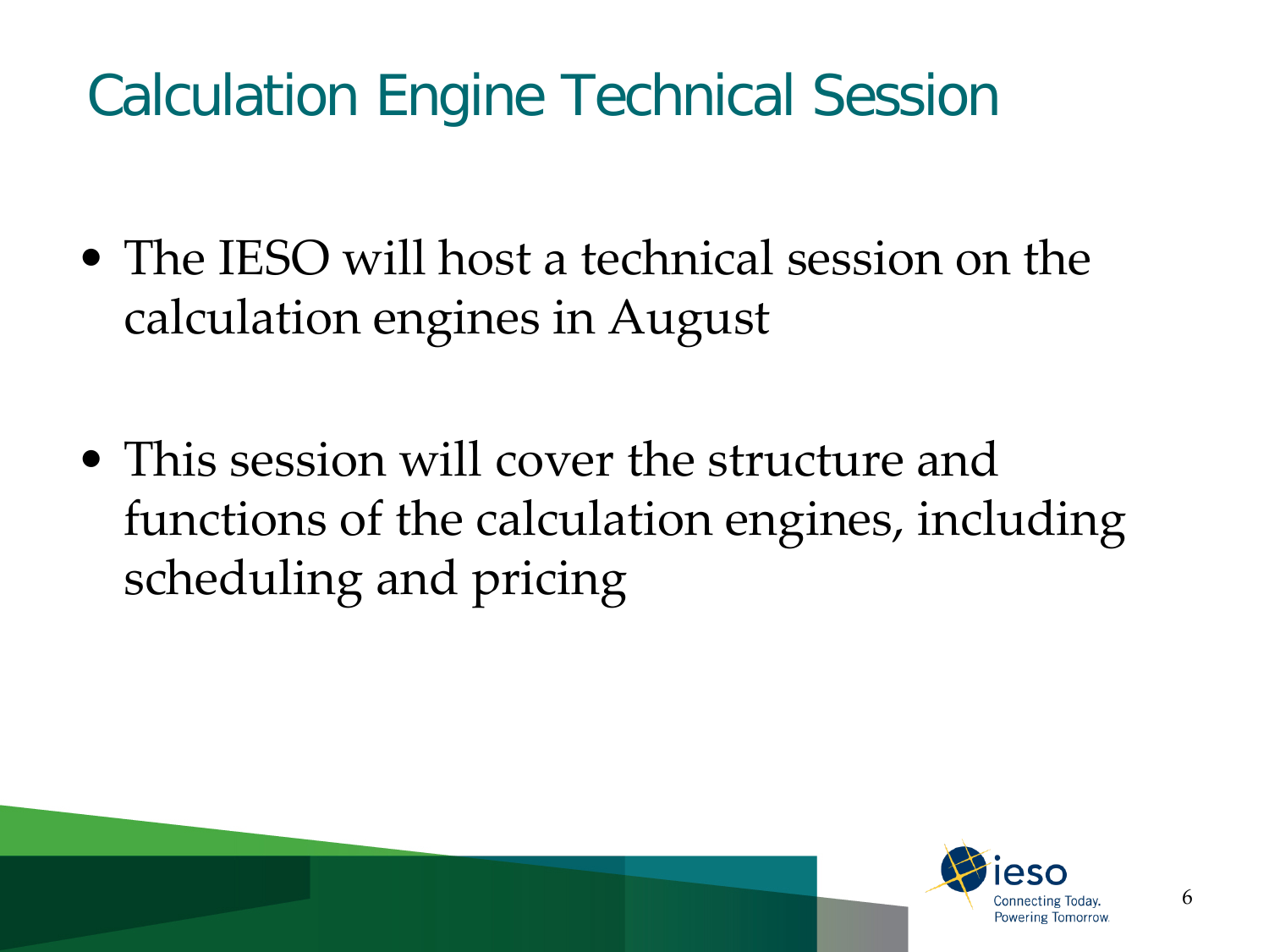# Calculation Engine Technical Session

- The IESO will host a technical session on the calculation engines in August

- This session will cover the structure and functions of the calculation engines, including scheduling and pricing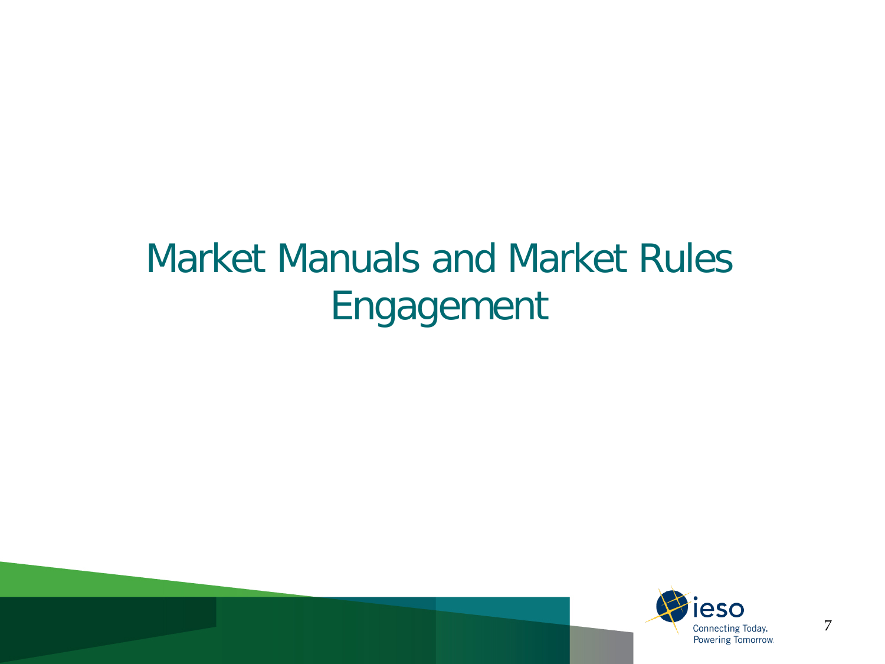# Market Manuals and Market Rules Engagement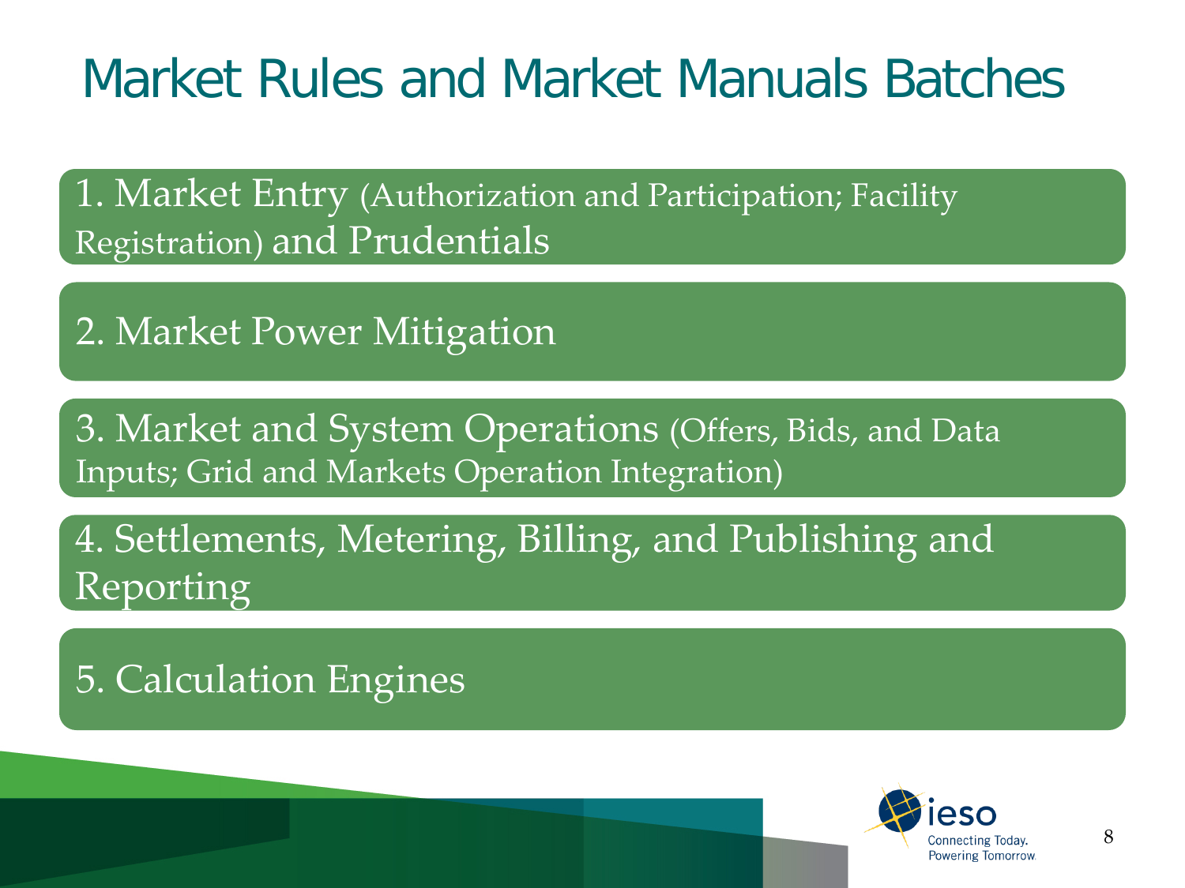# Market Rules and Market Manuals Batches

1. Market Entry (Authorization and Participation; Facility Registration) and Prudentials

2. Market Power Mitigation

3. Market and System Operations (Offers, Bids, and Data Inputs; Grid and Markets Operation Integration)

4. Settlements, Metering, Billing, and Publishing and Reporting

5. Calculation Engines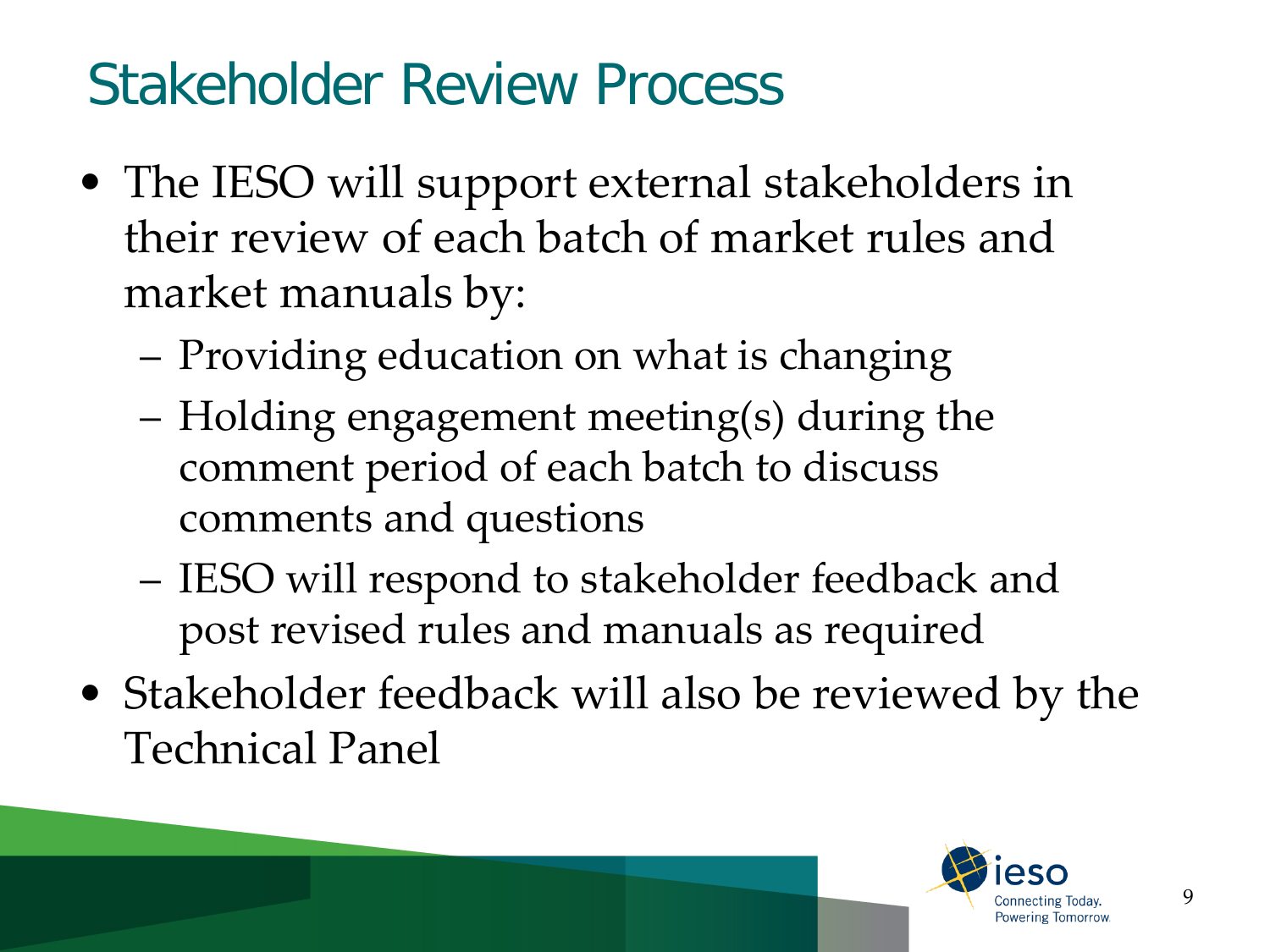# Stakeholder Review Process

- The IESO will support external stakeholders in their review of each batch of market rules and market manuals by:
  - Providing education on what is changing
  - Holding engagement meeting(s) during the comment period of each batch to discuss comments and questions
  - IESO will respond to stakeholder feedback and post revised rules and manuals as required
- Stakeholder feedback will also be reviewed by the Technical Panel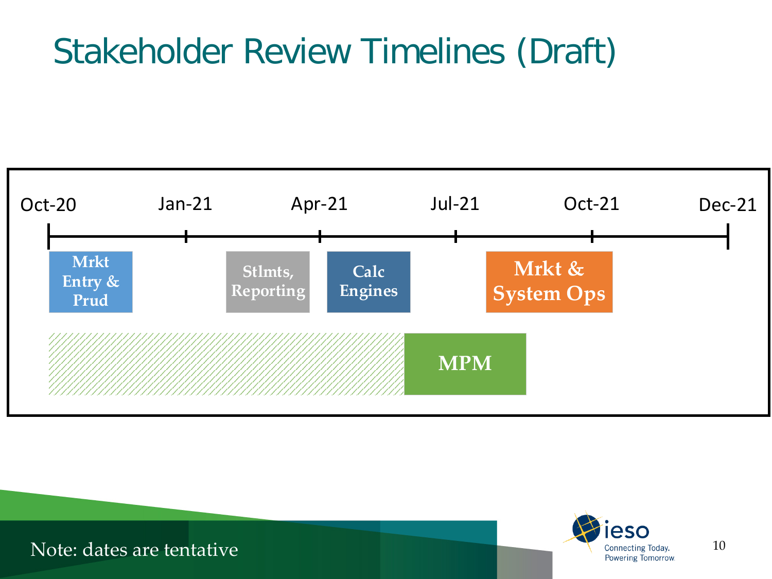# Stakeholder Review Timelines (Draft)

Oct-20 | Jan-21 | Apr-21 | Jul-21 | Oct-21 | Dec-21

Mrkt Entry & Prud

Stlmts, Reporting

Calc Engines

Mrkt & System Ops

MPM

Note: dates are tentative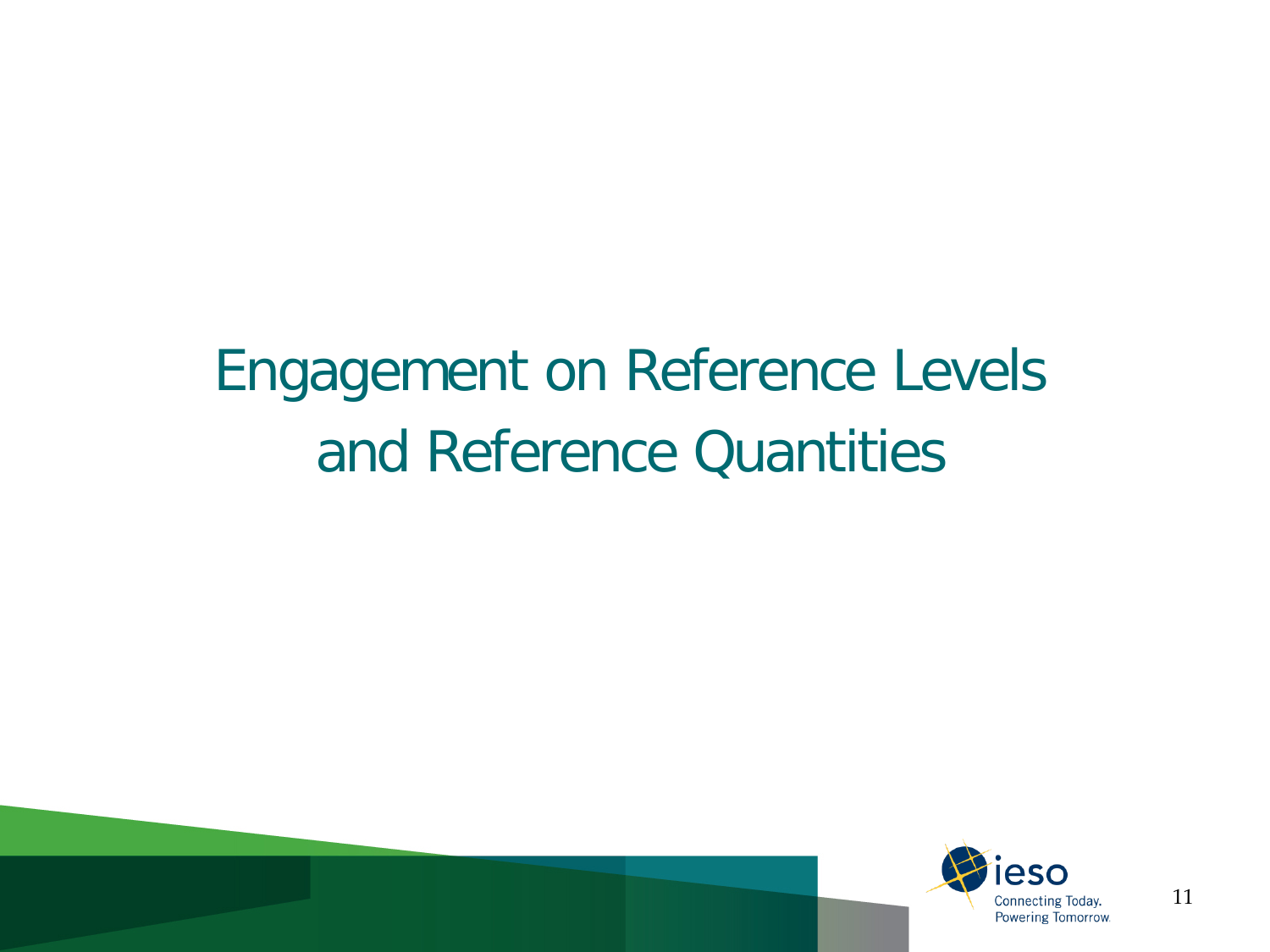# Engagement on Reference Levels and Reference Quantities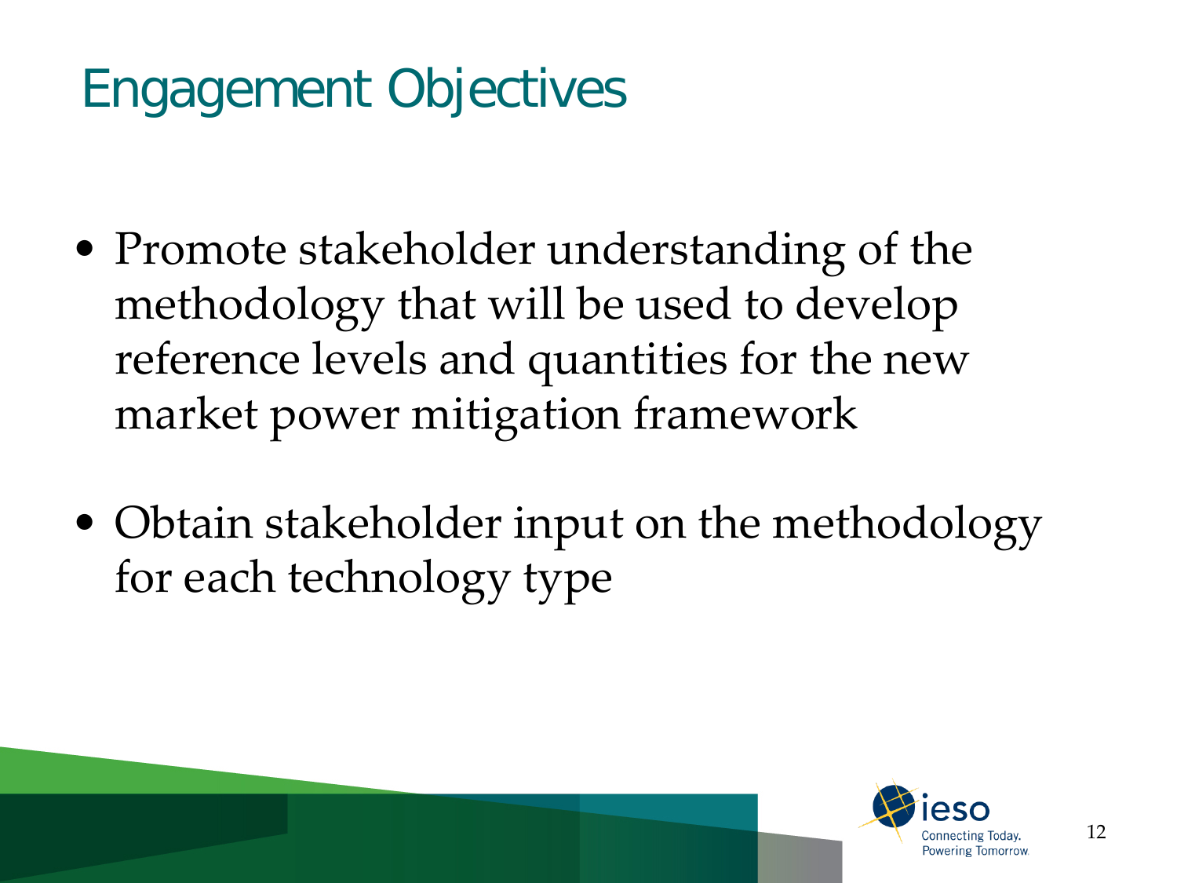# Engagement Objectives

- Promote stakeholder understanding of the methodology that will be used to develop reference levels and quantities for the new market power mitigation framework
- Obtain stakeholder input on the methodology for each technology type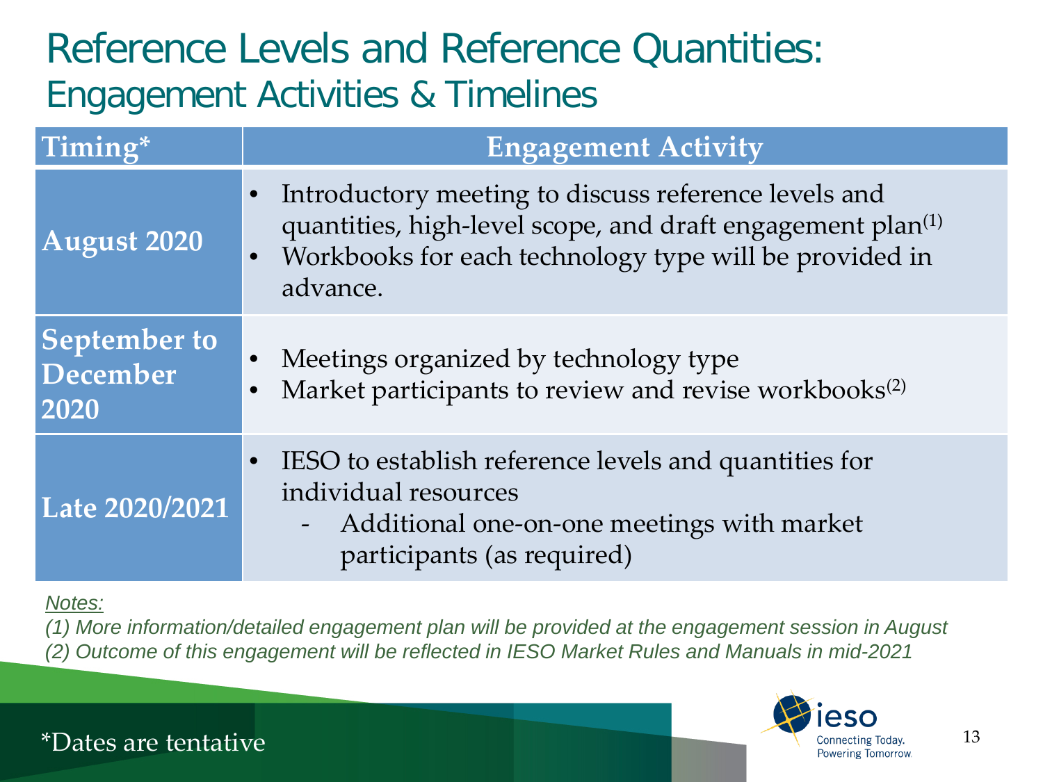# Reference Levels and Reference Quantities:

## Engagement Activities & Timelines

| Timing* | Engagement Activity |
|---|---|
| **August 2020** | • Introductory meeting to discuss reference levels and quantities, high-level scope, and draft engagement plan(1)<br>• Workbooks for each technology type will be provided in advance. |
| **September to December 2020** | • Meetings organized by technology type<br>• Market participants to review and revise workbooks(2) |
| **Late 2020/2021** | • IESO to establish reference levels and quantities for individual resources<br>  - Additional one-on-one meetings with market participants (as required) |

*Notes:*

*(1) More information/detailed engagement plan will be provided at the engagement session in August*

*(2) Outcome of this engagement will be reflected in IESO Market Rules and Manuals in mid-2021*

*Dates are tentative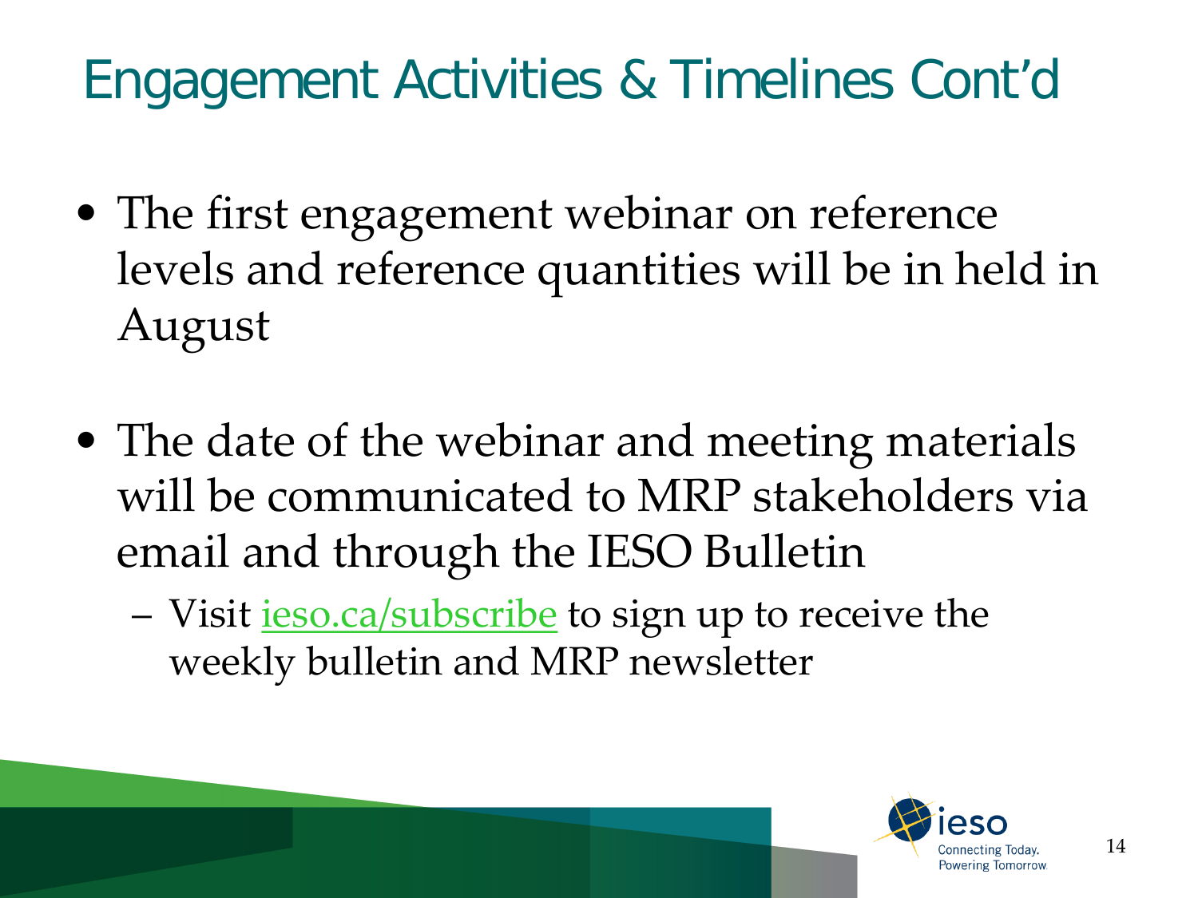# Engagement Activities & Timelines Cont'd

- The first engagement webinar on reference levels and reference quantities will be in held in August

- The date of the webinar and meeting materials will be communicated to MRP stakeholders via email and through the IESO Bulletin
  - Visit [ieso.ca/subscribe](ieso.ca/subscribe) to sign up to receive the weekly bulletin and MRP newsletter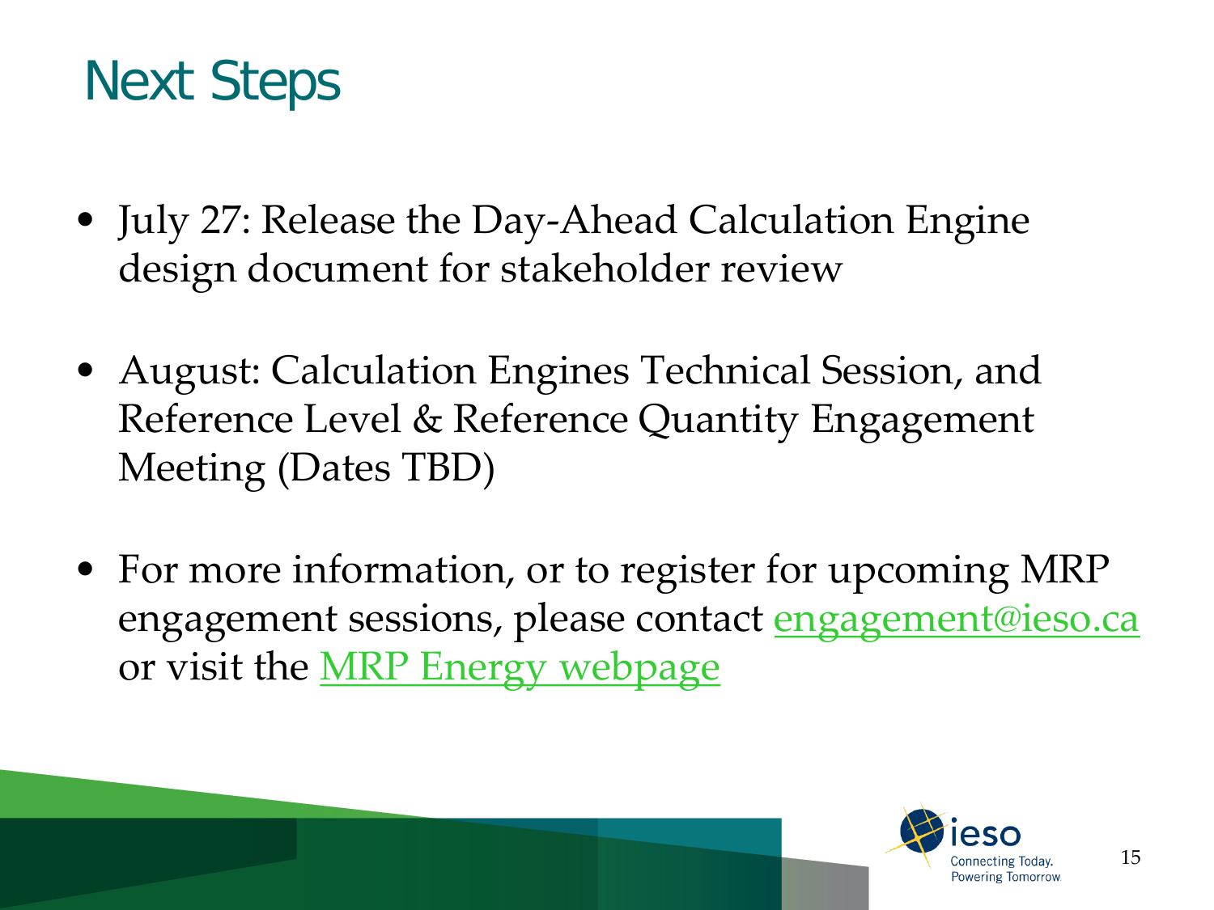# Next Steps

- July 27: Release the Day-Ahead Calculation Engine design document for stakeholder review
- August: Calculation Engines Technical Session, and Reference Level & Reference Quantity Engagement Meeting (Dates TBD)
- For more information, or to register for upcoming MRP engagement sessions, please contact engagement@ieso.ca or visit the MRP Energy webpage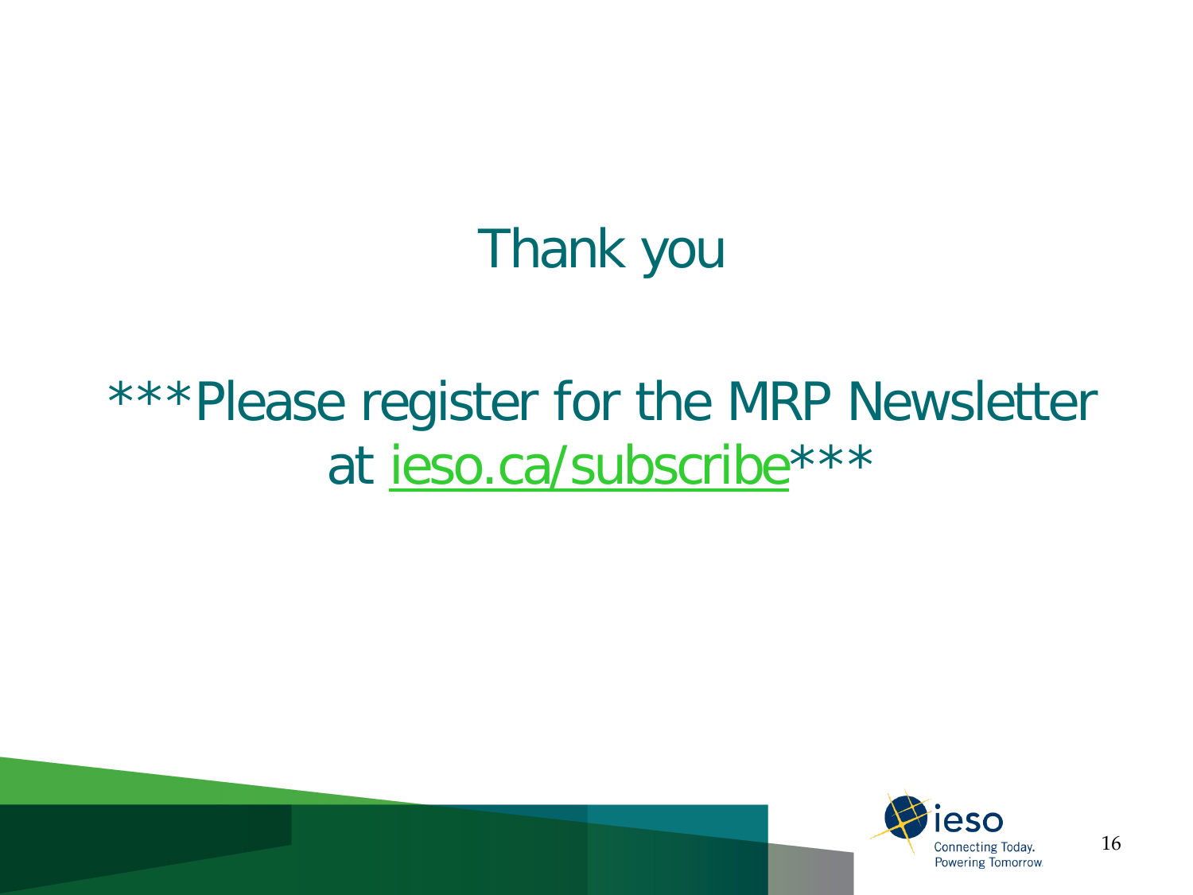Thank you

***Please register for the MRP Newsletter at [ieso.ca/subscribe](ieso.ca/subscribe)***